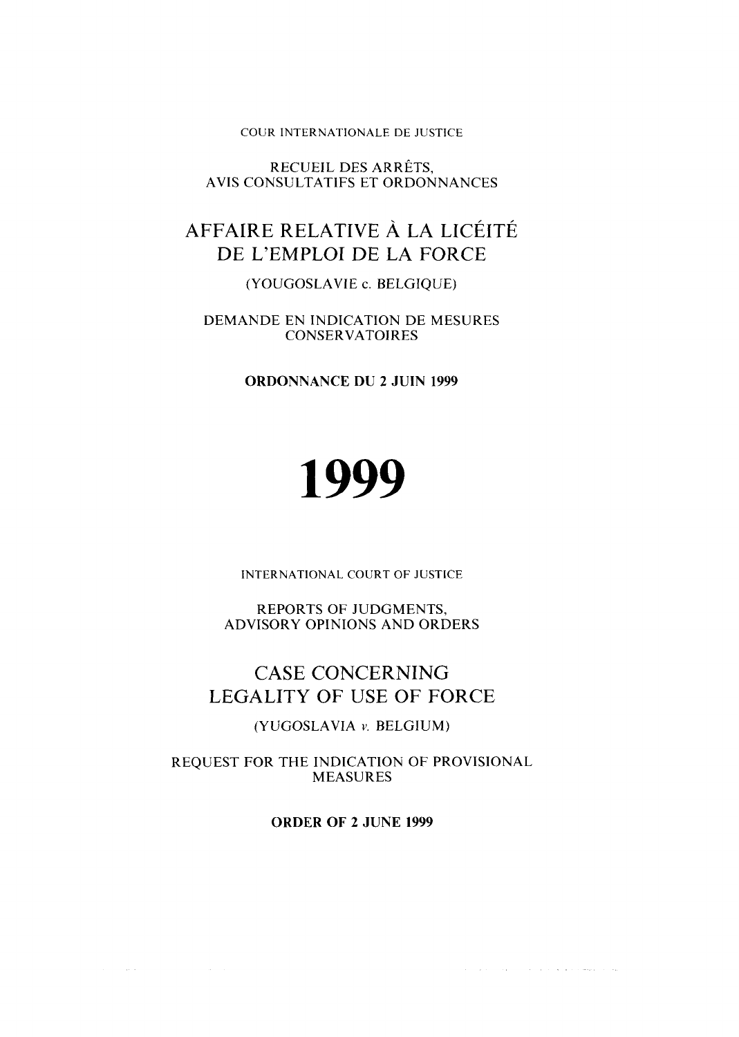COUR INTERNATIONALE DE JUSTICE

RECUEIL DES ARRÊTS,
AVIS CONSULTATIFS ET ORDONNANCES

# AFFAIRE RELATIVE À LA LICÉITÉ DE L'EMPLOI DE LA FORCE

(YOUGOSLAVIE c. BELGIQUE)

DEMANDE EN INDICATION DE MESURES CONSERVATOIRES

**ORDONNANCE DU 2 JUIN 1999**

# 1999

INTERNATIONAL COURT OF JUSTICE

REPORTS OF JUDGMENTS,
ADVISORY OPINIONS AND ORDERS

# CASE CONCERNING LEGALITY OF USE OF FORCE

(YUGOSLAVIA *v.* BELGIUM)

REQUEST FOR THE INDICATION OF PROVISIONAL MEASURES

**ORDER OF 2 JUNE 1999**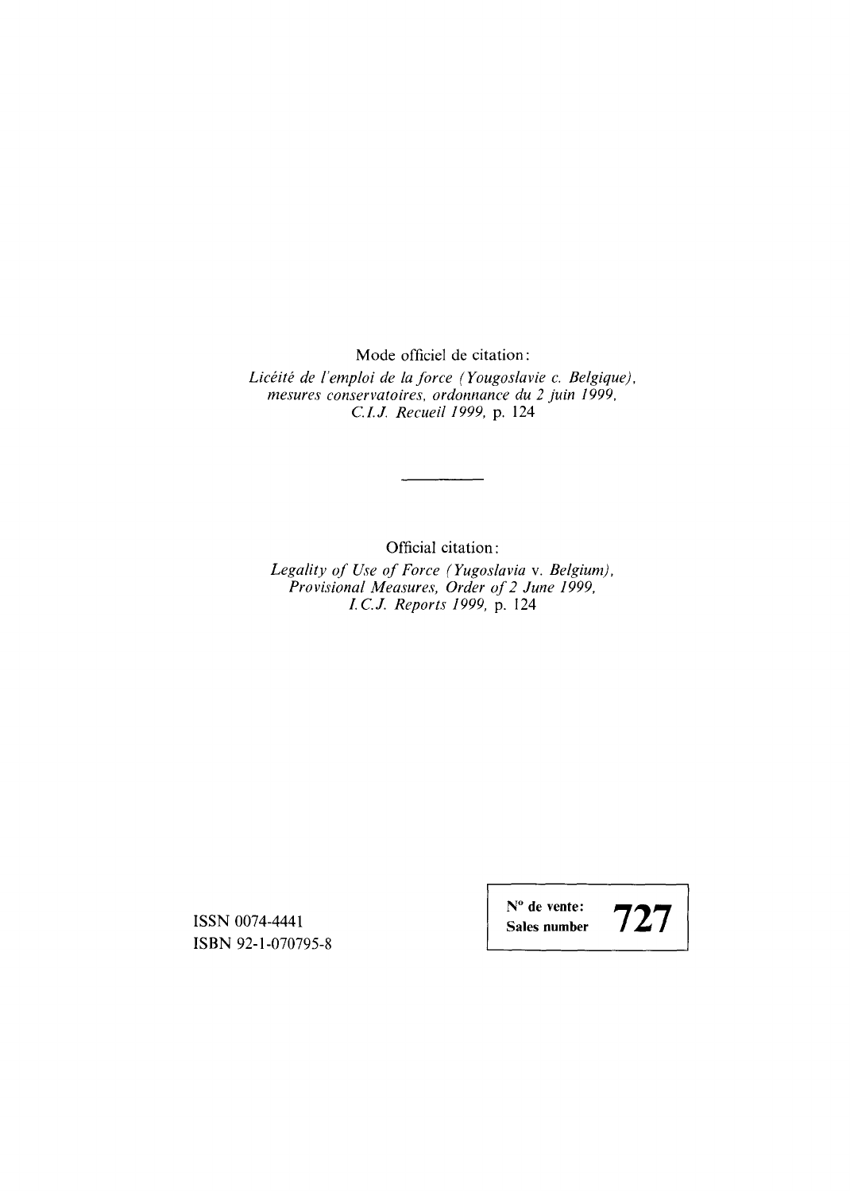Mode officiel de citation:

*Licéité de l'emploi de la force (Yougoslavie c. Belgique), mesures conservatoires, ordonnance du 2 juin 1999, C.I.J. Recueil 1999*, p. 124

---

Official citation:

*Legality of Use of Force (Yugoslavia* v. *Belgium), Provisional Measures, Order of 2 June 1999, I.C.J. Reports 1999*, p. 124

ISSN 0074-4441
ISBN 92-1-070795-8

| N° de vente: Sales number | **727** |
|---|---|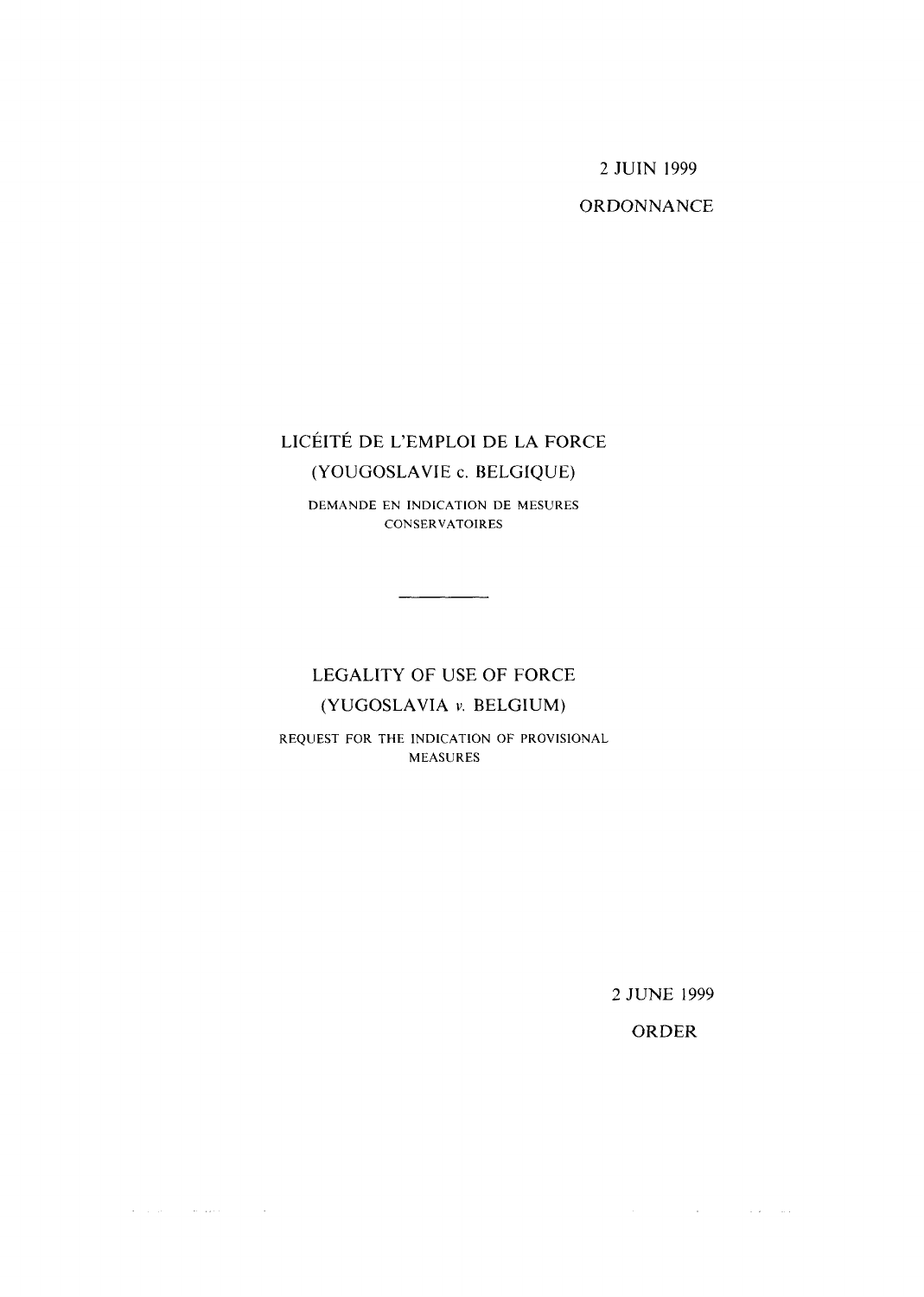2 JUIN 1999

ORDONNANCE

# LICÉITÉ DE L'EMPLOI DE LA FORCE

## (YOUGOSLAVIE c. BELGIQUE)

DEMANDE EN INDICATION DE MESURES CONSERVATOIRES

---

# LEGALITY OF USE OF FORCE

## (YUGOSLAVIA *v.* BELGIUM)

REQUEST FOR THE INDICATION OF PROVISIONAL MEASURES

2 JUNE 1999

ORDER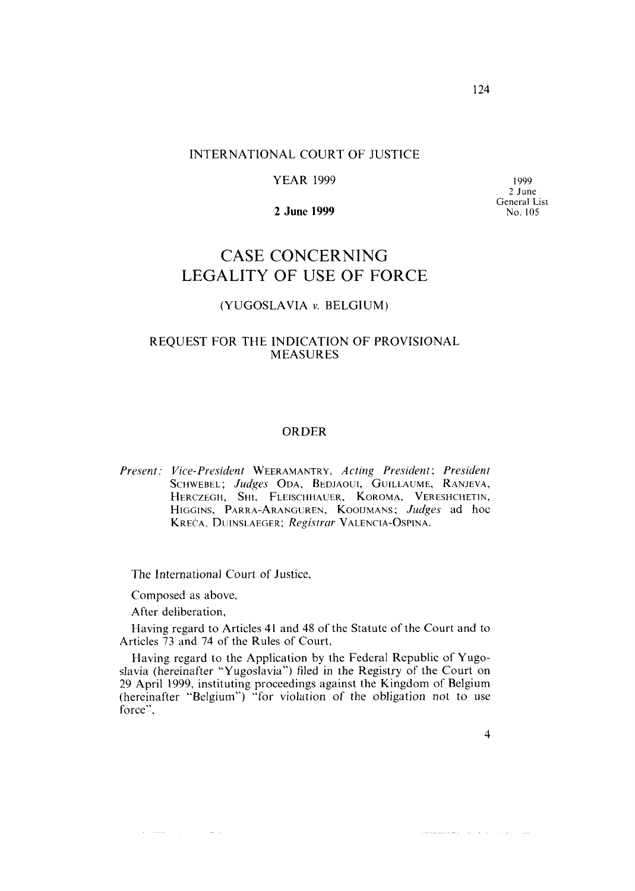INTERNATIONAL COURT OF JUSTICE

YEAR 1999

1999
2 June
General List
No. 105

**2 June 1999**

# CASE CONCERNING LEGALITY OF USE OF FORCE

## (YUGOSLAVIA *v.* BELGIUM)

### REQUEST FOR THE INDICATION OF PROVISIONAL MEASURES

### ORDER

*Present:* *Vice-President* WEERAMANTRY, *Acting President*; *President* SCHWEBEL; *Judges* ODA, BEDJAOUI, GUILLAUME, RANJEVA, HERCZEGH, SHI, FLEISCHHAUER, KOROMA, VERESHCHETIN, HIGGINS, PARRA-ARANGUREN, KOOIJMANS; *Judges* ad hoc KREĆA, DUINSLAEGER; *Registrar* VALENCIA-OSPINA.

The International Court of Justice,

Composed as above,

After deliberation,

Having regard to Articles 41 and 48 of the Statute of the Court and to Articles 73 and 74 of the Rules of Court,

Having regard to the Application by the Federal Republic of Yugoslavia (hereinafter "Yugoslavia") filed in the Registry of the Court on 29 April 1999, instituting proceedings against the Kingdom of Belgium (hereinafter "Belgium") "for violation of the obligation not to use force",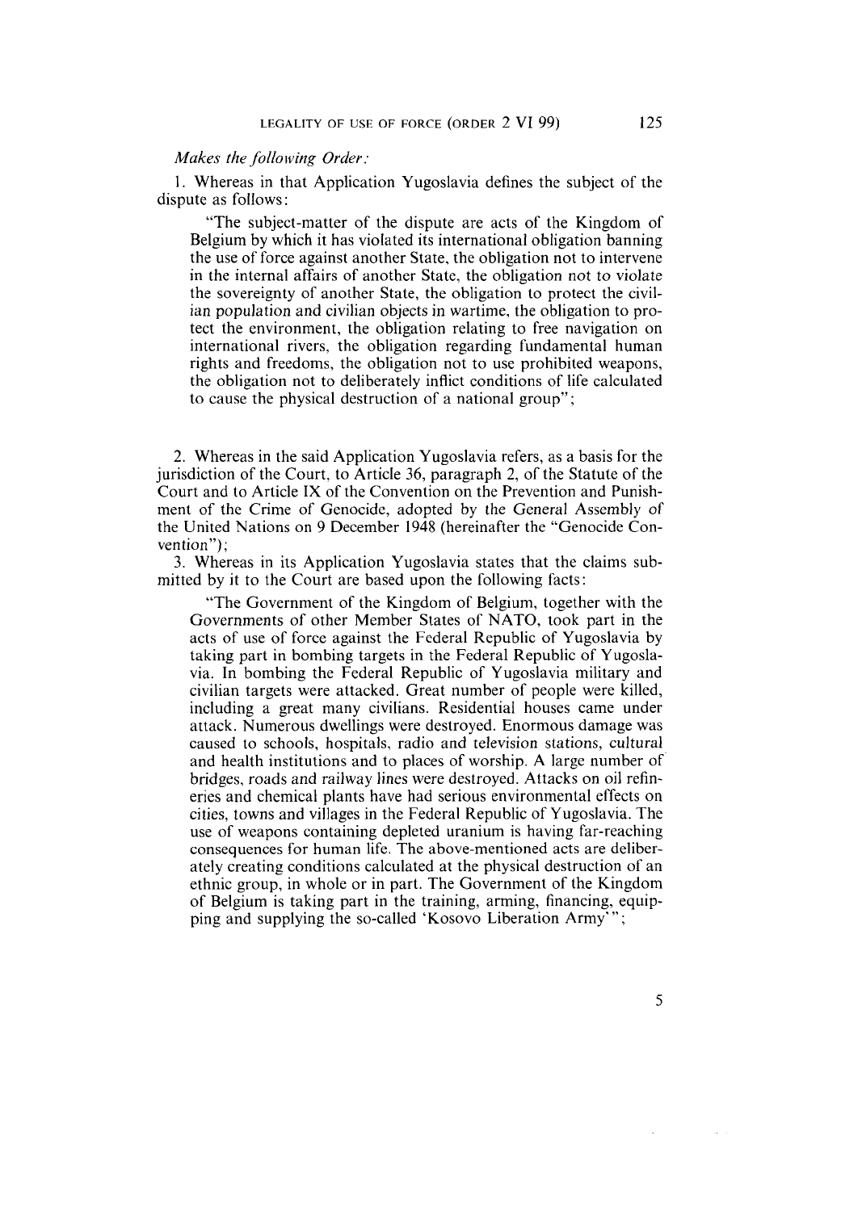*Makes the following Order:*

1. Whereas in that Application Yugoslavia defines the subject of the dispute as follows:

> "The subject-matter of the dispute are acts of the Kingdom of Belgium by which it has violated its international obligation banning the use of force against another State, the obligation not to intervene in the internal affairs of another State, the obligation not to violate the sovereignty of another State, the obligation to protect the civilian population and civilian objects in wartime, the obligation to protect the environment, the obligation relating to free navigation on international rivers, the obligation regarding fundamental human rights and freedoms, the obligation not to use prohibited weapons, the obligation not to deliberately inflict conditions of life calculated to cause the physical destruction of a national group";

2. Whereas in the said Application Yugoslavia refers, as a basis for the jurisdiction of the Court, to Article 36, paragraph 2, of the Statute of the Court and to Article IX of the Convention on the Prevention and Punishment of the Crime of Genocide, adopted by the General Assembly of the United Nations on 9 December 1948 (hereinafter the "Genocide Convention");

3. Whereas in its Application Yugoslavia states that the claims submitted by it to the Court are based upon the following facts:

> "The Government of the Kingdom of Belgium, together with the Governments of other Member States of NATO, took part in the acts of use of force against the Federal Republic of Yugoslavia by taking part in bombing targets in the Federal Republic of Yugoslavia. In bombing the Federal Republic of Yugoslavia military and civilian targets were attacked. Great number of people were killed, including a great many civilians. Residential houses came under attack. Numerous dwellings were destroyed. Enormous damage was caused to schools, hospitals, radio and television stations, cultural and health institutions and to places of worship. A large number of bridges, roads and railway lines were destroyed. Attacks on oil refineries and chemical plants have had serious environmental effects on cities, towns and villages in the Federal Republic of Yugoslavia. The use of weapons containing depleted uranium is having far-reaching consequences for human life. The above-mentioned acts are deliberately creating conditions calculated at the physical destruction of an ethnic group, in whole or in part. The Government of the Kingdom of Belgium is taking part in the training, arming, financing, equipping and supplying the so-called 'Kosovo Liberation Army'";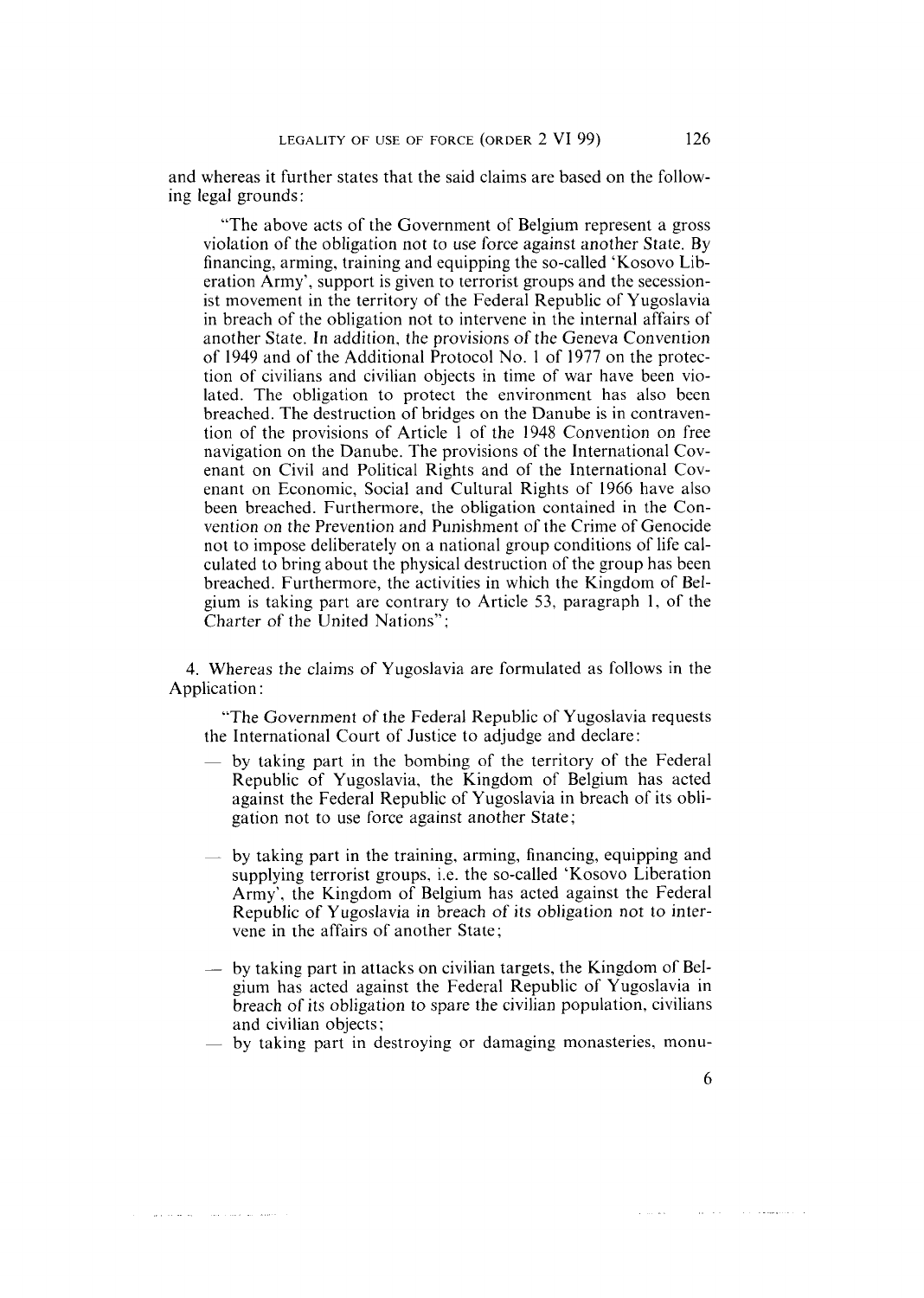and whereas it further states that the said claims are based on the following legal grounds:

> "The above acts of the Government of Belgium represent a gross violation of the obligation not to use force against another State. By financing, arming, training and equipping the so-called 'Kosovo Liberation Army', support is given to terrorist groups and the secessionist movement in the territory of the Federal Republic of Yugoslavia in breach of the obligation not to intervene in the internal affairs of another State. In addition, the provisions of the Geneva Convention of 1949 and of the Additional Protocol No. 1 of 1977 on the protection of civilians and civilian objects in time of war have been violated. The obligation to protect the environment has also been breached. The destruction of bridges on the Danube is in contravention of the provisions of Article 1 of the 1948 Convention on free navigation on the Danube. The provisions of the International Covenant on Civil and Political Rights and of the International Covenant on Economic, Social and Cultural Rights of 1966 have also been breached. Furthermore, the obligation contained in the Convention on the Prevention and Punishment of the Crime of Genocide not to impose deliberately on a national group conditions of life calculated to bring about the physical destruction of the group has been breached. Furthermore, the activities in which the Kingdom of Belgium is taking part are contrary to Article 53, paragraph 1, of the Charter of the United Nations";

4. Whereas the claims of Yugoslavia are formulated as follows in the Application:

> "The Government of the Federal Republic of Yugoslavia requests the International Court of Justice to adjudge and declare:
>
> — by taking part in the bombing of the territory of the Federal Republic of Yugoslavia, the Kingdom of Belgium has acted against the Federal Republic of Yugoslavia in breach of its obligation not to use force against another State;
>
> — by taking part in the training, arming, financing, equipping and supplying terrorist groups, i.e. the so-called 'Kosovo Liberation Army', the Kingdom of Belgium has acted against the Federal Republic of Yugoslavia in breach of its obligation not to intervene in the affairs of another State;
>
> — by taking part in attacks on civilian targets, the Kingdom of Belgium has acted against the Federal Republic of Yugoslavia in breach of its obligation to spare the civilian population, civilians and civilian objects;
>
> — by taking part in destroying or damaging monasteries, monu-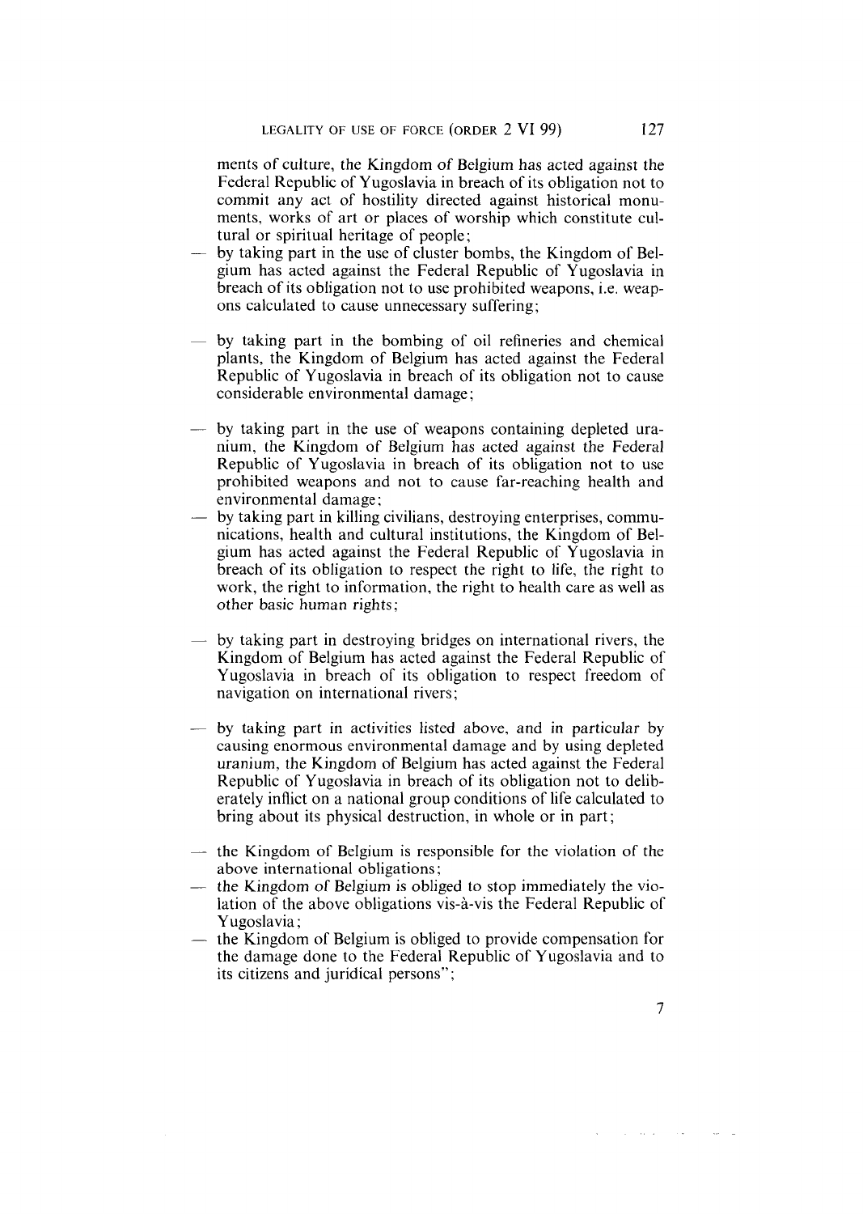ments of culture, the Kingdom of Belgium has acted against the Federal Republic of Yugoslavia in breach of its obligation not to commit any act of hostility directed against historical monuments, works of art or places of worship which constitute cultural or spiritual heritage of people;

- by taking part in the use of cluster bombs, the Kingdom of Belgium has acted against the Federal Republic of Yugoslavia in breach of its obligation not to use prohibited weapons, i.e. weapons calculated to cause unnecessary suffering;
- by taking part in the bombing of oil refineries and chemical plants, the Kingdom of Belgium has acted against the Federal Republic of Yugoslavia in breach of its obligation not to cause considerable environmental damage;
- by taking part in the use of weapons containing depleted uranium, the Kingdom of Belgium has acted against the Federal Republic of Yugoslavia in breach of its obligation not to use prohibited weapons and not to cause far-reaching health and environmental damage;
- by taking part in killing civilians, destroying enterprises, communications, health and cultural institutions, the Kingdom of Belgium has acted against the Federal Republic of Yugoslavia in breach of its obligation to respect the right to life, the right to work, the right to information, the right to health care as well as other basic human rights;
- by taking part in destroying bridges on international rivers, the Kingdom of Belgium has acted against the Federal Republic of Yugoslavia in breach of its obligation to respect freedom of navigation on international rivers;
- by taking part in activities listed above, and in particular by causing enormous environmental damage and by using depleted uranium, the Kingdom of Belgium has acted against the Federal Republic of Yugoslavia in breach of its obligation not to deliberately inflict on a national group conditions of life calculated to bring about its physical destruction, in whole or in part;
- the Kingdom of Belgium is responsible for the violation of the above international obligations;
- the Kingdom of Belgium is obliged to stop immediately the violation of the above obligations vis-à-vis the Federal Republic of Yugoslavia;
- the Kingdom of Belgium is obliged to provide compensation for the damage done to the Federal Republic of Yugoslavia and to its citizens and juridical persons";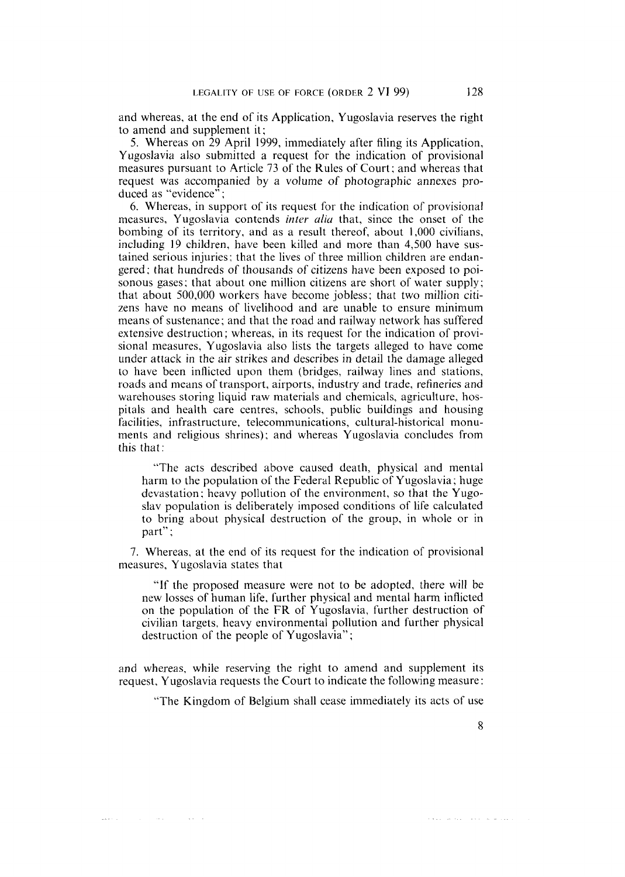and whereas, at the end of its Application, Yugoslavia reserves the right to amend and supplement it;

5. Whereas on 29 April 1999, immediately after filing its Application, Yugoslavia also submitted a request for the indication of provisional measures pursuant to Article 73 of the Rules of Court; and whereas that request was accompanied by a volume of photographic annexes produced as "evidence";

6. Whereas, in support of its request for the indication of provisional measures, Yugoslavia contends *inter alia* that, since the onset of the bombing of its territory, and as a result thereof, about 1,000 civilians, including 19 children, have been killed and more than 4,500 have sustained serious injuries; that the lives of three million children are endangered; that hundreds of thousands of citizens have been exposed to poisonous gases; that about one million citizens are short of water supply; that about 500,000 workers have become jobless; that two million citizens have no means of livelihood and are unable to ensure minimum means of sustenance; and that the road and railway network has suffered extensive destruction; whereas, in its request for the indication of provisional measures, Yugoslavia also lists the targets alleged to have come under attack in the air strikes and describes in detail the damage alleged to have been inflicted upon them (bridges, railway lines and stations, roads and means of transport, airports, industry and trade, refineries and warehouses storing liquid raw materials and chemicals, agriculture, hospitals and health care centres, schools, public buildings and housing facilities, infrastructure, telecommunications, cultural-historical monuments and religious shrines); and whereas Yugoslavia concludes from this that:

> "The acts described above caused death, physical and mental harm to the population of the Federal Republic of Yugoslavia; huge devastation; heavy pollution of the environment, so that the Yugoslav population is deliberately imposed conditions of life calculated to bring about physical destruction of the group, in whole or in part";

7. Whereas, at the end of its request for the indication of provisional measures, Yugoslavia states that

> "If the proposed measure were not to be adopted, there will be new losses of human life, further physical and mental harm inflicted on the population of the FR of Yugoslavia, further destruction of civilian targets, heavy environmental pollution and further physical destruction of the people of Yugoslavia";

and whereas, while reserving the right to amend and supplement its request, Yugoslavia requests the Court to indicate the following measure:

> "The Kingdom of Belgium shall cease immediately its acts of use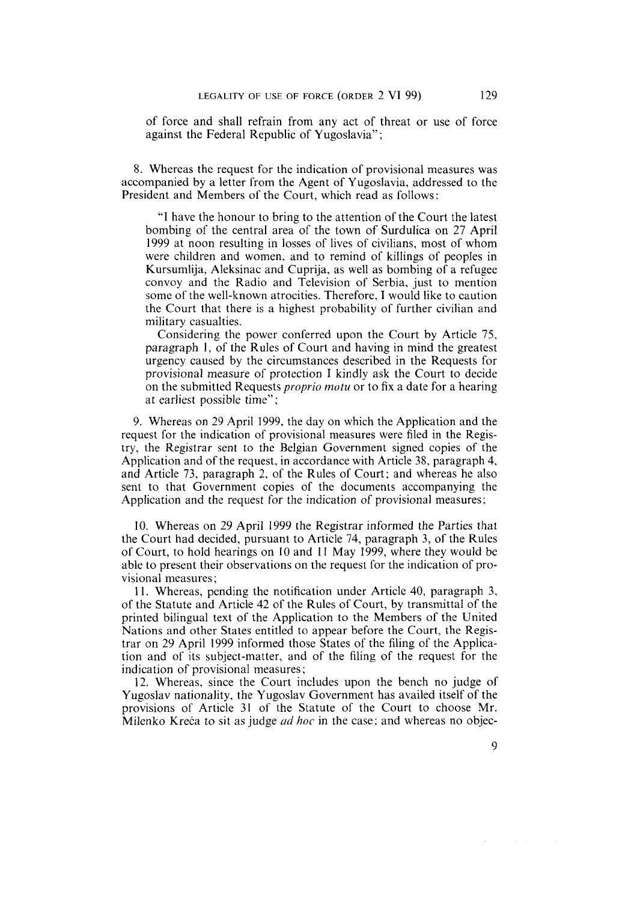of force and shall refrain from any act of threat or use of force against the Federal Republic of Yugoslavia";

8. Whereas the request for the indication of provisional measures was accompanied by a letter from the Agent of Yugoslavia, addressed to the President and Members of the Court, which read as follows:

> "I have the honour to bring to the attention of the Court the latest bombing of the central area of the town of Surdulica on 27 April 1999 at noon resulting in losses of lives of civilians, most of whom were children and women, and to remind of killings of peoples in Kursumlija, Aleksinac and Cuprija, as well as bombing of a refugee convoy and the Radio and Television of Serbia, just to mention some of the well-known atrocities. Therefore, I would like to caution the Court that there is a highest probability of further civilian and military casualties.
>
> Considering the power conferred upon the Court by Article 75, paragraph 1, of the Rules of Court and having in mind the greatest urgency caused by the circumstances described in the Requests for provisional measure of protection I kindly ask the Court to decide on the submitted Requests *proprio motu* or to fix a date for a hearing at earliest possible time";

9. Whereas on 29 April 1999, the day on which the Application and the request for the indication of provisional measures were filed in the Registry, the Registrar sent to the Belgian Government signed copies of the Application and of the request, in accordance with Article 38, paragraph 4, and Article 73, paragraph 2, of the Rules of Court; and whereas he also sent to that Government copies of the documents accompanying the Application and the request for the indication of provisional measures;

10. Whereas on 29 April 1999 the Registrar informed the Parties that the Court had decided, pursuant to Article 74, paragraph 3, of the Rules of Court, to hold hearings on 10 and 11 May 1999, where they would be able to present their observations on the request for the indication of provisional measures;

11. Whereas, pending the notification under Article 40, paragraph 3, of the Statute and Article 42 of the Rules of Court, by transmittal of the printed bilingual text of the Application to the Members of the United Nations and other States entitled to appear before the Court, the Registrar on 29 April 1999 informed those States of the filing of the Application and of its subject-matter, and of the filing of the request for the indication of provisional measures;

12. Whereas, since the Court includes upon the bench no judge of Yugoslav nationality, the Yugoslav Government has availed itself of the provisions of Article 31 of the Statute of the Court to choose Mr. Milenko Kreća to sit as judge *ad hoc* in the case; and whereas no objec-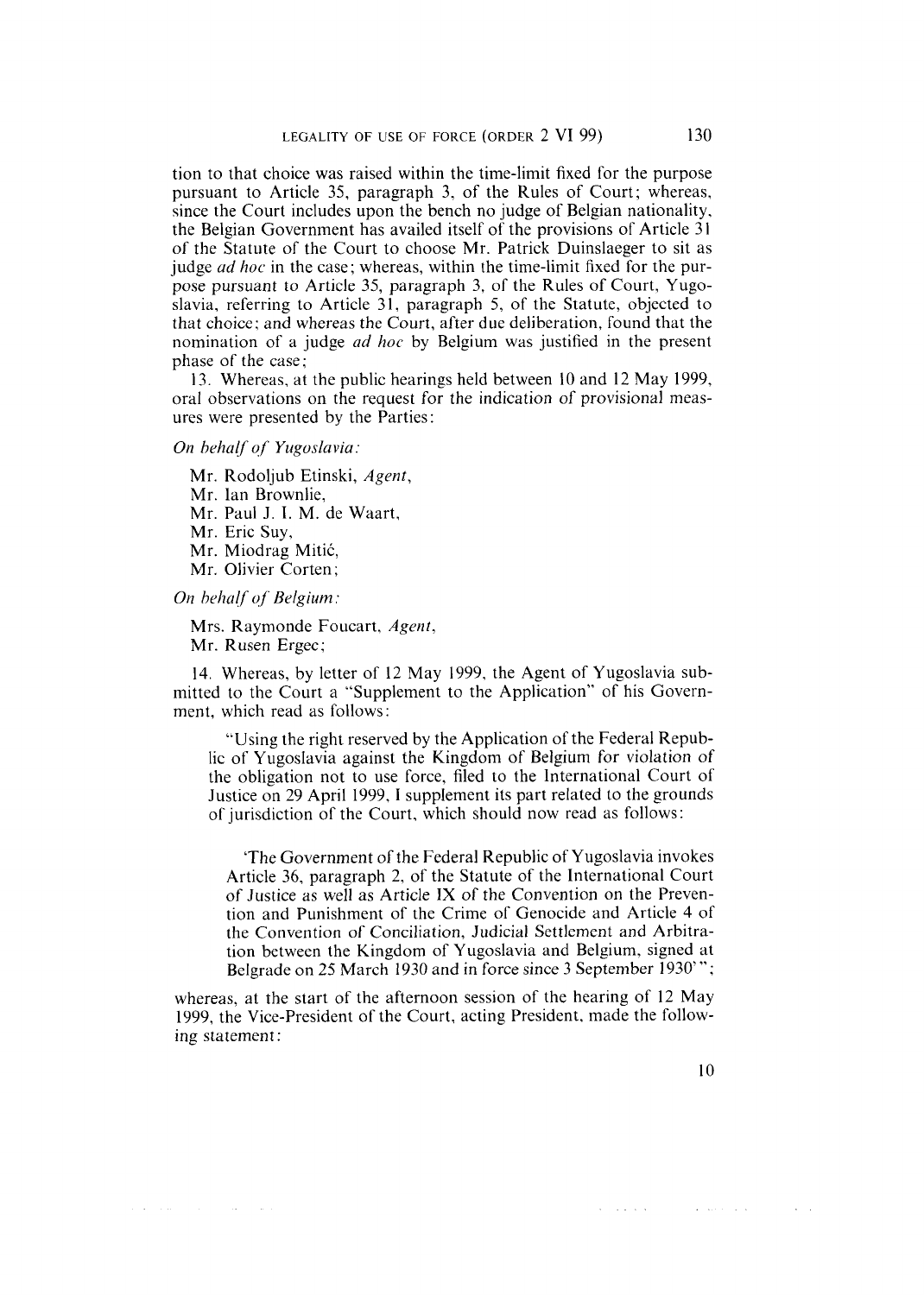tion to that choice was raised within the time-limit fixed for the purpose pursuant to Article 35, paragraph 3, of the Rules of Court; whereas, since the Court includes upon the bench no judge of Belgian nationality, the Belgian Government has availed itself of the provisions of Article 31 of the Statute of the Court to choose Mr. Patrick Duinslaeger to sit as judge *ad hoc* in the case; whereas, within the time-limit fixed for the purpose pursuant to Article 35, paragraph 3, of the Rules of Court, Yugoslavia, referring to Article 31, paragraph 5, of the Statute, objected to that choice; and whereas the Court, after due deliberation, found that the nomination of a judge *ad hoc* by Belgium was justified in the present phase of the case;

13. Whereas, at the public hearings held between 10 and 12 May 1999, oral observations on the request for the indication of provisional measures were presented by the Parties:

*On behalf of Yugoslavia:*

Mr. Rodoljub Etinski, *Agent*,
Mr. Ian Brownlie,
Mr. Paul J. I. M. de Waart,
Mr. Eric Suy,
Mr. Miodrag Mitić,
Mr. Olivier Corten;

*On behalf of Belgium:*

Mrs. Raymonde Foucart, *Agent*,
Mr. Rusen Ergec;

14. Whereas, by letter of 12 May 1999, the Agent of Yugoslavia submitted to the Court a "Supplement to the Application" of his Government, which read as follows:

> "Using the right reserved by the Application of the Federal Republic of Yugoslavia against the Kingdom of Belgium for violation of the obligation not to use force, filed to the International Court of Justice on 29 April 1999, I supplement its part related to the grounds of jurisdiction of the Court, which should now read as follows:
>
> 'The Government of the Federal Republic of Yugoslavia invokes Article 36, paragraph 2, of the Statute of the International Court of Justice as well as Article IX of the Convention on the Prevention and Punishment of the Crime of Genocide and Article 4 of the Convention of Conciliation, Judicial Settlement and Arbitration between the Kingdom of Yugoslavia and Belgium, signed at Belgrade on 25 March 1930 and in force since 3 September 1930' ";

whereas, at the start of the afternoon session of the hearing of 12 May 1999, the Vice-President of the Court, acting President, made the following statement: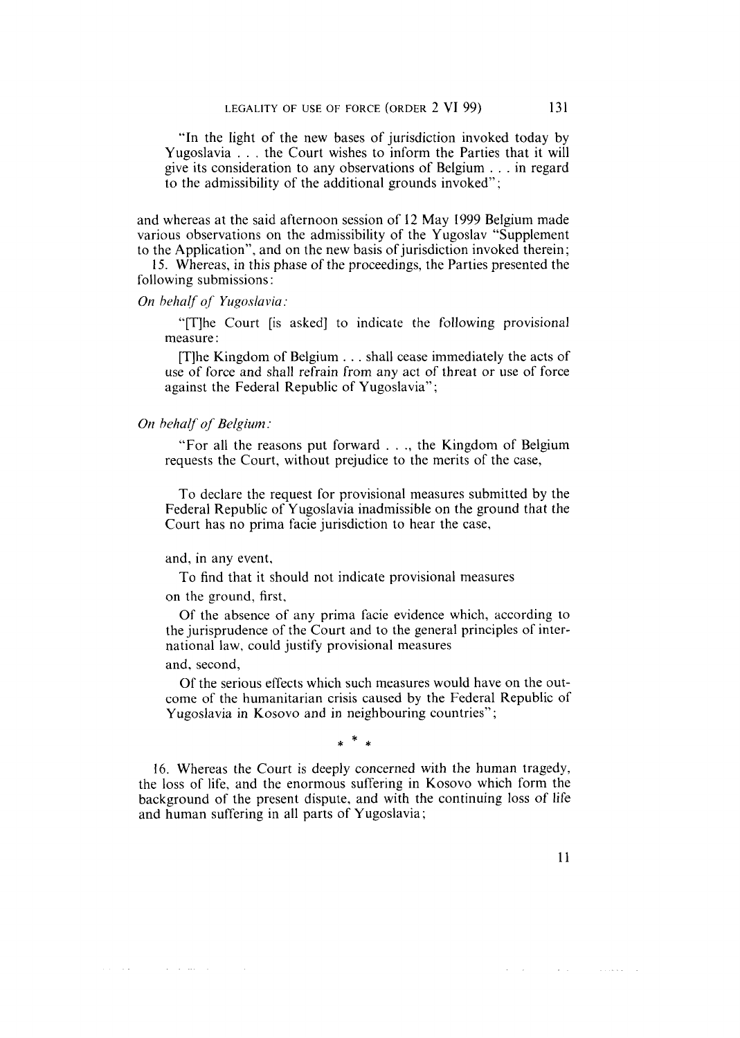"In the light of the new bases of jurisdiction invoked today by Yugoslavia . . . the Court wishes to inform the Parties that it will give its consideration to any observations of Belgium . . . in regard to the admissibility of the additional grounds invoked";

and whereas at the said afternoon session of 12 May 1999 Belgium made various observations on the admissibility of the Yugoslav "Supplement to the Application", and on the new basis of jurisdiction invoked therein;

15. Whereas, in this phase of the proceedings, the Parties presented the following submissions:

*On behalf of Yugoslavia:*

"[T]he Court [is asked] to indicate the following provisional measure:

[T]he Kingdom of Belgium . . . shall cease immediately the acts of use of force and shall refrain from any act of threat or use of force against the Federal Republic of Yugoslavia";

*On behalf of Belgium:*

"For all the reasons put forward . . ., the Kingdom of Belgium requests the Court, without prejudice to the merits of the case,

To declare the request for provisional measures submitted by the Federal Republic of Yugoslavia inadmissible on the ground that the Court has no prima facie jurisdiction to hear the case,

and, in any event,

To find that it should not indicate provisional measures

on the ground, first,

Of the absence of any prima facie evidence which, according to the jurisprudence of the Court and to the general principles of international law, could justify provisional measures

and, second,

Of the serious effects which such measures would have on the outcome of the humanitarian crisis caused by the Federal Republic of Yugoslavia in Kosovo and in neighbouring countries";

\* \* \*

16. Whereas the Court is deeply concerned with the human tragedy, the loss of life, and the enormous suffering in Kosovo which form the background of the present dispute, and with the continuing loss of life and human suffering in all parts of Yugoslavia;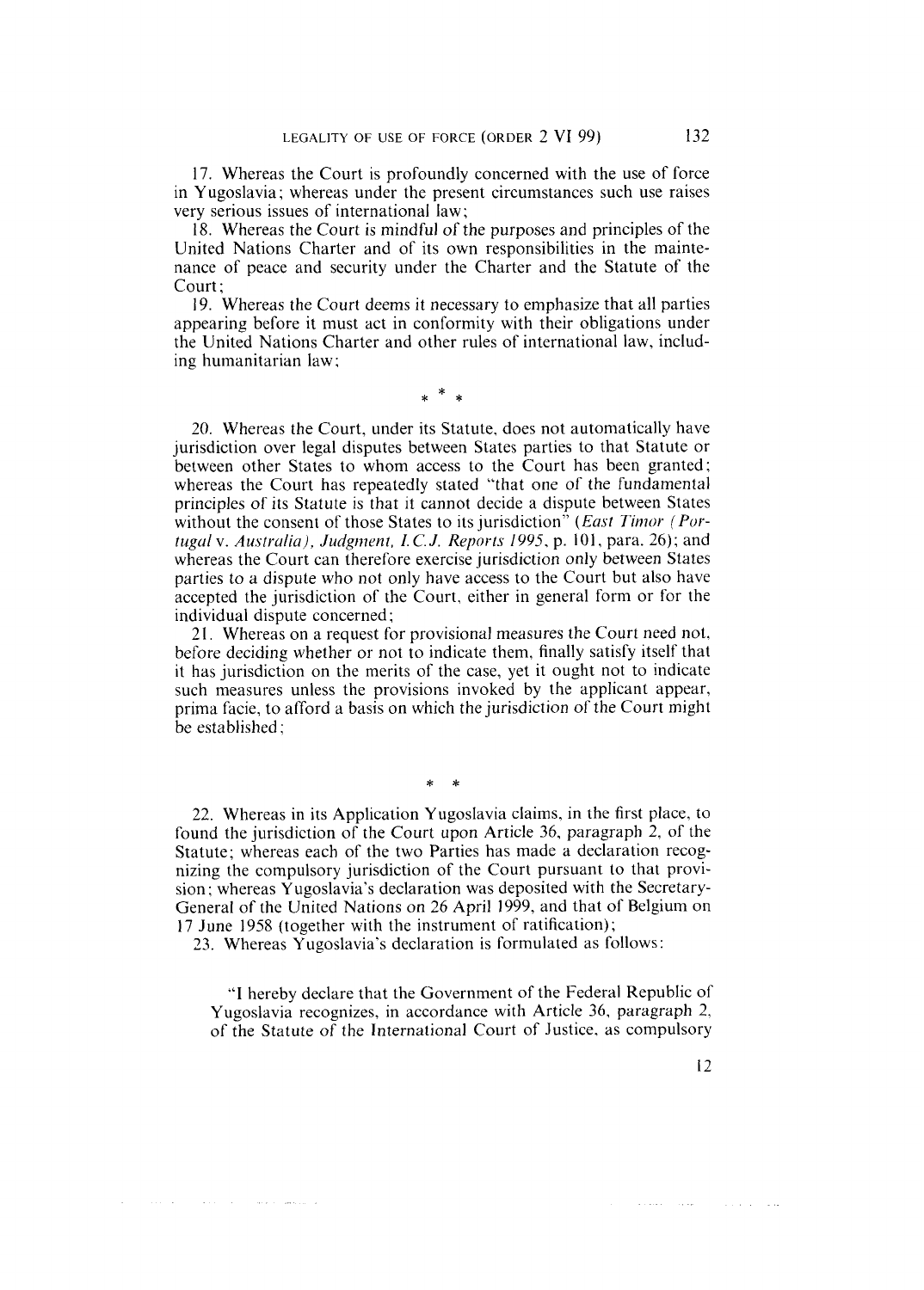17. Whereas the Court is profoundly concerned with the use of force in Yugoslavia; whereas under the present circumstances such use raises very serious issues of international law;

18. Whereas the Court is mindful of the purposes and principles of the United Nations Charter and of its own responsibilities in the maintenance of peace and security under the Charter and the Statute of the Court;

19. Whereas the Court deems it necessary to emphasize that all parties appearing before it must act in conformity with their obligations under the United Nations Charter and other rules of international law, including humanitarian law;

\* \* \*

20. Whereas the Court, under its Statute, does not automatically have jurisdiction over legal disputes between States parties to that Statute or between other States to whom access to the Court has been granted; whereas the Court has repeatedly stated "that one of the fundamental principles of its Statute is that it cannot decide a dispute between States without the consent of those States to its jurisdiction" (*East Timor (Portugal* v. *Australia), Judgment, I.C.J. Reports 1995*, p. 101, para. 26); and whereas the Court can therefore exercise jurisdiction only between States parties to a dispute who not only have access to the Court but also have accepted the jurisdiction of the Court, either in general form or for the individual dispute concerned;

21. Whereas on a request for provisional measures the Court need not, before deciding whether or not to indicate them, finally satisfy itself that it has jurisdiction on the merits of the case, yet it ought not to indicate such measures unless the provisions invoked by the applicant appear, prima facie, to afford a basis on which the jurisdiction of the Court might be established;

\* \*

22. Whereas in its Application Yugoslavia claims, in the first place, to found the jurisdiction of the Court upon Article 36, paragraph 2, of the Statute; whereas each of the two Parties has made a declaration recognizing the compulsory jurisdiction of the Court pursuant to that provision; whereas Yugoslavia's declaration was deposited with the Secretary-General of the United Nations on 26 April 1999, and that of Belgium on 17 June 1958 (together with the instrument of ratification);

23. Whereas Yugoslavia's declaration is formulated as follows:

> "I hereby declare that the Government of the Federal Republic of Yugoslavia recognizes, in accordance with Article 36, paragraph 2, of the Statute of the International Court of Justice, as compulsory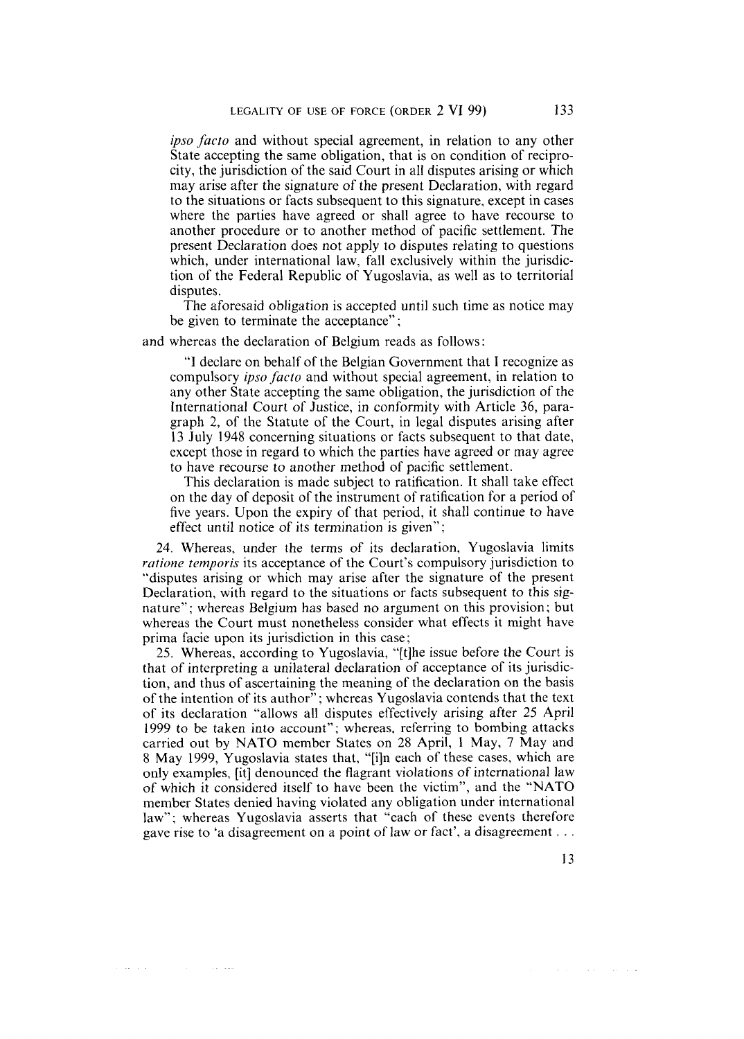*ipso facto* and without special agreement, in relation to any other State accepting the same obligation, that is on condition of reciprocity, the jurisdiction of the said Court in all disputes arising or which may arise after the signature of the present Declaration, with regard to the situations or facts subsequent to this signature, except in cases where the parties have agreed or shall agree to have recourse to another procedure or to another method of pacific settlement. The present Declaration does not apply to disputes relating to questions which, under international law, fall exclusively within the jurisdiction of the Federal Republic of Yugoslavia, as well as to territorial disputes.

The aforesaid obligation is accepted until such time as notice may be given to terminate the acceptance";

and whereas the declaration of Belgium reads as follows:

> "I declare on behalf of the Belgian Government that I recognize as compulsory *ipso facto* and without special agreement, in relation to any other State accepting the same obligation, the jurisdiction of the International Court of Justice, in conformity with Article 36, paragraph 2, of the Statute of the Court, in legal disputes arising after 13 July 1948 concerning situations or facts subsequent to that date, except those in regard to which the parties have agreed or may agree to have recourse to another method of pacific settlement.
>
> This declaration is made subject to ratification. It shall take effect on the day of deposit of the instrument of ratification for a period of five years. Upon the expiry of that period, it shall continue to have effect until notice of its termination is given";

24. Whereas, under the terms of its declaration, Yugoslavia limits *ratione temporis* its acceptance of the Court's compulsory jurisdiction to "disputes arising or which may arise after the signature of the present Declaration, with regard to the situations or facts subsequent to this signature"; whereas Belgium has based no argument on this provision; but whereas the Court must nonetheless consider what effects it might have prima facie upon its jurisdiction in this case;

25. Whereas, according to Yugoslavia, "[t]he issue before the Court is that of interpreting a unilateral declaration of acceptance of its jurisdiction, and thus of ascertaining the meaning of the declaration on the basis of the intention of its author"; whereas Yugoslavia contends that the text of its declaration "allows all disputes effectively arising after 25 April 1999 to be taken into account"; whereas, referring to bombing attacks carried out by NATO member States on 28 April, 1 May, 7 May and 8 May 1999, Yugoslavia states that, "[i]n each of these cases, which are only examples, [it] denounced the flagrant violations of international law of which it considered itself to have been the victim", and the "NATO member States denied having violated any obligation under international law"; whereas Yugoslavia asserts that "each of these events therefore gave rise to 'a disagreement on a point of law or fact', a disagreement . . .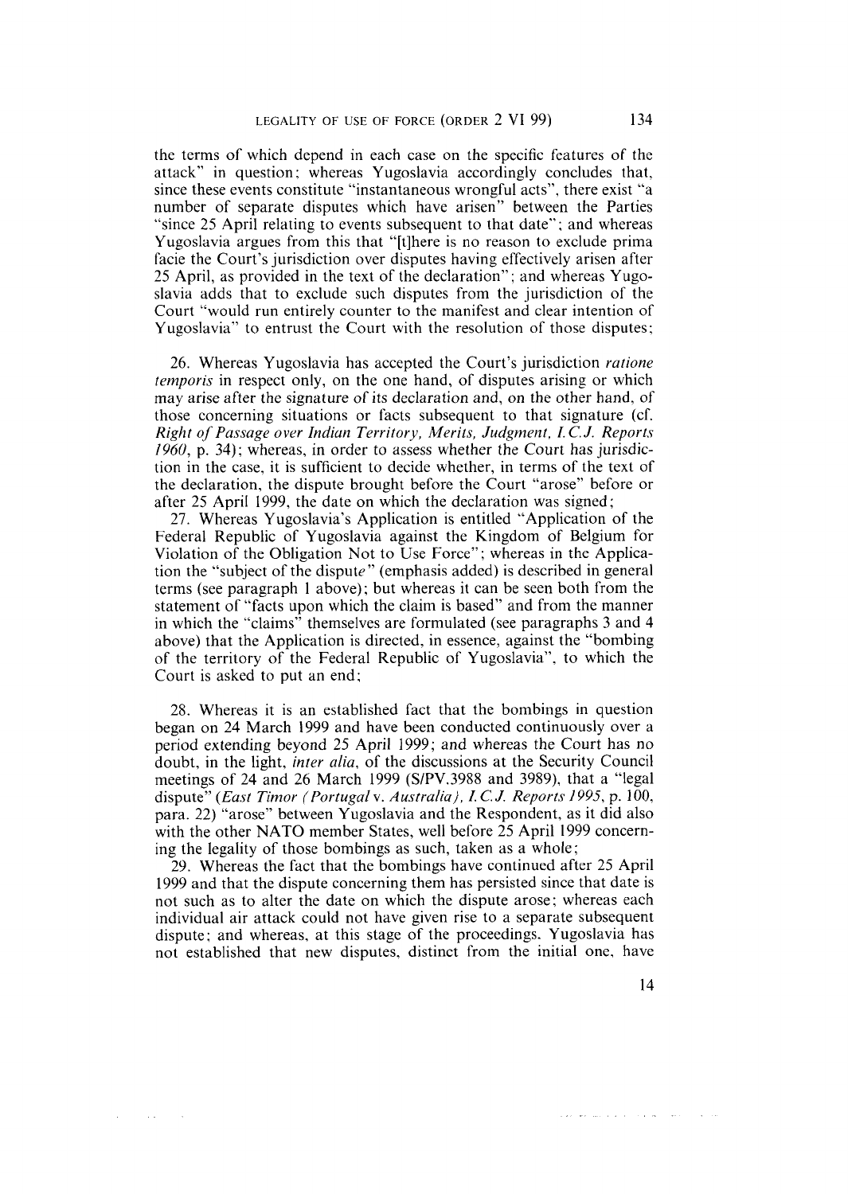the terms of which depend in each case on the specific features of the attack" in question; whereas Yugoslavia accordingly concludes that, since these events constitute "instantaneous wrongful acts", there exist "a number of separate disputes which have arisen" between the Parties "since 25 April relating to events subsequent to that date"; and whereas Yugoslavia argues from this that "[t]here is no reason to exclude prima facie the Court's jurisdiction over disputes having effectively arisen after 25 April, as provided in the text of the declaration"; and whereas Yugoslavia adds that to exclude such disputes from the jurisdiction of the Court "would run entirely counter to the manifest and clear intention of Yugoslavia" to entrust the Court with the resolution of those disputes;

26. Whereas Yugoslavia has accepted the Court's jurisdiction *ratione temporis* in respect only, on the one hand, of disputes arising or which may arise after the signature of its declaration and, on the other hand, of those concerning situations or facts subsequent to that signature (cf. *Right of Passage over Indian Territory, Merits, Judgment, I.C.J. Reports 1960*, p. 34); whereas, in order to assess whether the Court has jurisdiction in the case, it is sufficient to decide whether, in terms of the text of the declaration, the dispute brought before the Court "arose" before or after 25 April 1999, the date on which the declaration was signed;

27. Whereas Yugoslavia's Application is entitled "Application of the Federal Republic of Yugoslavia against the Kingdom of Belgium for Violation of the Obligation Not to Use Force"; whereas in the Application the "subject of the disput*e*" (emphasis added) is described in general terms (see paragraph 1 above); but whereas it can be seen both from the statement of "facts upon which the claim is based" and from the manner in which the "claims" themselves are formulated (see paragraphs 3 and 4 above) that the Application is directed, in essence, against the "bombing of the territory of the Federal Republic of Yugoslavia", to which the Court is asked to put an end;

28. Whereas it is an established fact that the bombings in question began on 24 March 1999 and have been conducted continuously over a period extending beyond 25 April 1999; and whereas the Court has no doubt, in the light, *inter alia*, of the discussions at the Security Council meetings of 24 and 26 March 1999 (S/PV.3988 and 3989), that a "legal dispute" (*East Timor (Portugal v. Australia), I.C.J. Reports 1995*, p. 100, para. 22) "arose" between Yugoslavia and the Respondent, as it did also with the other NATO member States, well before 25 April 1999 concerning the legality of those bombings as such, taken as a whole;

29. Whereas the fact that the bombings have continued after 25 April 1999 and that the dispute concerning them has persisted since that date is not such as to alter the date on which the dispute arose; whereas each individual air attack could not have given rise to a separate subsequent dispute; and whereas, at this stage of the proceedings, Yugoslavia has not established that new disputes, distinct from the initial one, have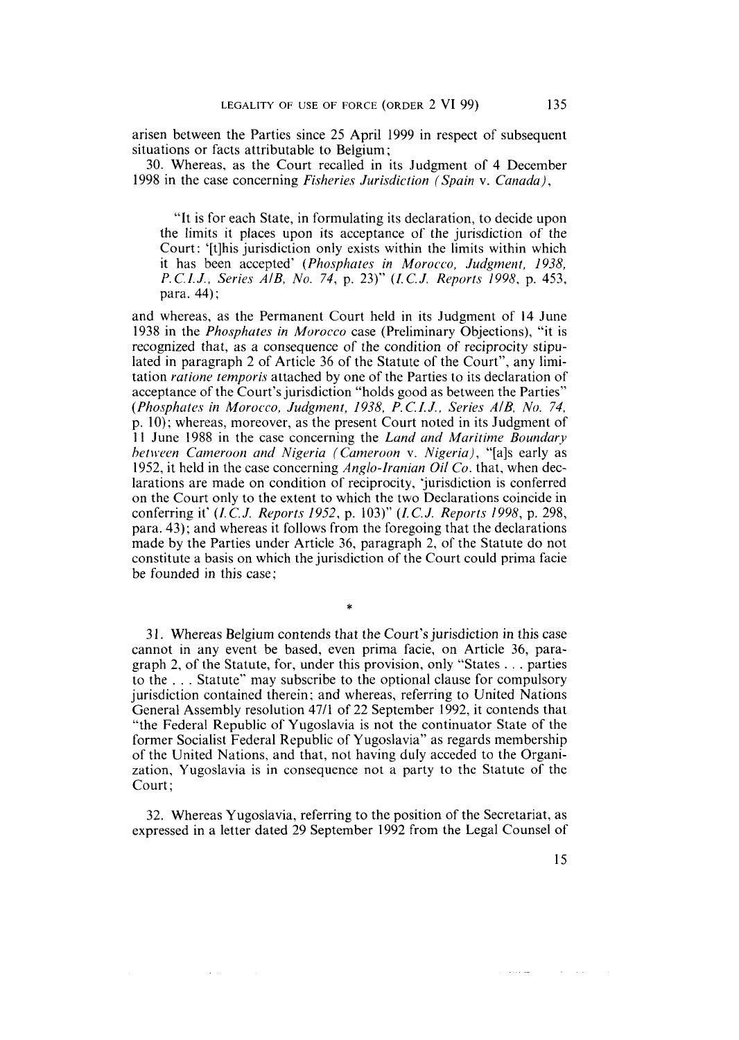arisen between the Parties since 25 April 1999 in respect of subsequent situations or facts attributable to Belgium;

30. Whereas, as the Court recalled in its Judgment of 4 December 1998 in the case concerning *Fisheries Jurisdiction (Spain* v. *Canada)*,

> "It is for each State, in formulating its declaration, to decide upon the limits it places upon its acceptance of the jurisdiction of the Court: '[t]his jurisdiction only exists within the limits within which it has been accepted' (*Phosphates in Morocco, Judgment, 1938, P.C.I.J., Series A/B, No. 74*, p. 23)" (*I.C.J. Reports 1998*, p. 453, para. 44);

and whereas, as the Permanent Court held in its Judgment of 14 June 1938 in the *Phosphates in Morocco* case (Preliminary Objections), "it is recognized that, as a consequence of the condition of reciprocity stipulated in paragraph 2 of Article 36 of the Statute of the Court", any limitation *ratione temporis* attached by one of the Parties to its declaration of acceptance of the Court's jurisdiction "holds good as between the Parties" (*Phosphates in Morocco, Judgment, 1938, P.C.I.J., Series A/B, No. 74*, p. 10); whereas, moreover, as the present Court noted in its Judgment of 11 June 1988 in the case concerning the *Land and Maritime Boundary between Cameroon and Nigeria (Cameroon* v. *Nigeria)*, "[a]s early as 1952, it held in the case concerning *Anglo-Iranian Oil Co.* that, when declarations are made on condition of reciprocity, 'jurisdiction is conferred on the Court only to the extent to which the two Declarations coincide in conferring it' (*I.C.J. Reports 1952*, p. 103)" (*I.C.J. Reports 1998*, p. 298, para. 43); and whereas it follows from the foregoing that the declarations made by the Parties under Article 36, paragraph 2, of the Statute do not constitute a basis on which the jurisdiction of the Court could prima facie be founded in this case;

\*

31. Whereas Belgium contends that the Court's jurisdiction in this case cannot in any event be based, even prima facie, on Article 36, paragraph 2, of the Statute, for, under this provision, only "States . . . parties to the . . . Statute" may subscribe to the optional clause for compulsory jurisdiction contained therein; and whereas, referring to United Nations General Assembly resolution 47/1 of 22 September 1992, it contends that "the Federal Republic of Yugoslavia is not the continuator State of the former Socialist Federal Republic of Yugoslavia" as regards membership of the United Nations, and that, not having duly acceded to the Organization, Yugoslavia is in consequence not a party to the Statute of the Court;

32. Whereas Yugoslavia, referring to the position of the Secretariat, as expressed in a letter dated 29 September 1992 from the Legal Counsel of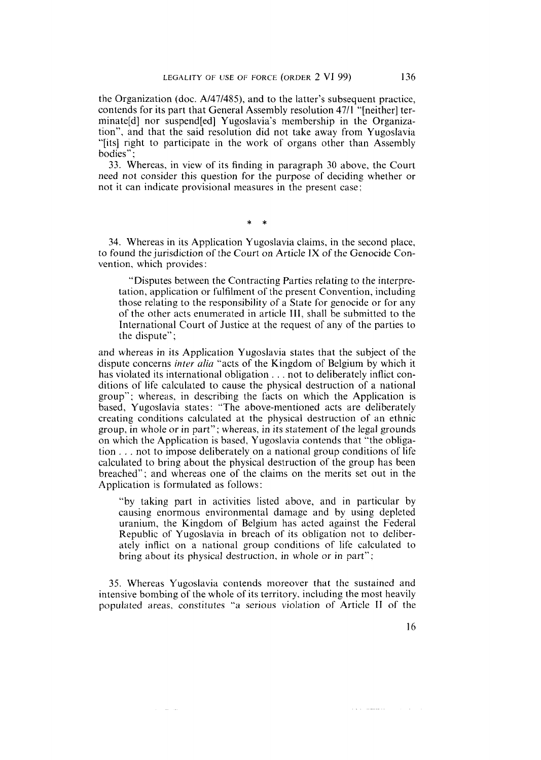the Organization (doc. A/47/485), and to the latter's subsequent practice, contends for its part that General Assembly resolution 47/1 "[neither] terminate[d] nor suspend[ed] Yugoslavia's membership in the Organization", and that the said resolution did not take away from Yugoslavia "[its] right to participate in the work of organs other than Assembly bodies";

33. Whereas, in view of its finding in paragraph 30 above, the Court need not consider this question for the purpose of deciding whether or not it can indicate provisional measures in the present case;

\* \*

34. Whereas in its Application Yugoslavia claims, in the second place, to found the jurisdiction of the Court on Article IX of the Genocide Convention, which provides:

> "Disputes between the Contracting Parties relating to the interpretation, application or fulfilment of the present Convention, including those relating to the responsibility of a State for genocide or for any of the other acts enumerated in article III, shall be submitted to the International Court of Justice at the request of any of the parties to the dispute";

and whereas in its Application Yugoslavia states that the subject of the dispute concerns *inter alia* "acts of the Kingdom of Belgium by which it has violated its international obligation . . . not to deliberately inflict conditions of life calculated to cause the physical destruction of a national group"; whereas, in describing the facts on which the Application is based, Yugoslavia states: "The above-mentioned acts are deliberately creating conditions calculated at the physical destruction of an ethnic group, in whole or in part"; whereas, in its statement of the legal grounds on which the Application is based, Yugoslavia contends that "the obligation . . . not to impose deliberately on a national group conditions of life calculated to bring about the physical destruction of the group has been breached"; and whereas one of the claims on the merits set out in the Application is formulated as follows:

> "by taking part in activities listed above, and in particular by causing enormous environmental damage and by using depleted uranium, the Kingdom of Belgium has acted against the Federal Republic of Yugoslavia in breach of its obligation not to deliberately inflict on a national group conditions of life calculated to bring about its physical destruction, in whole or in part";

35. Whereas Yugoslavia contends moreover that the sustained and intensive bombing of the whole of its territory, including the most heavily populated areas, constitutes "a serious violation of Article II of the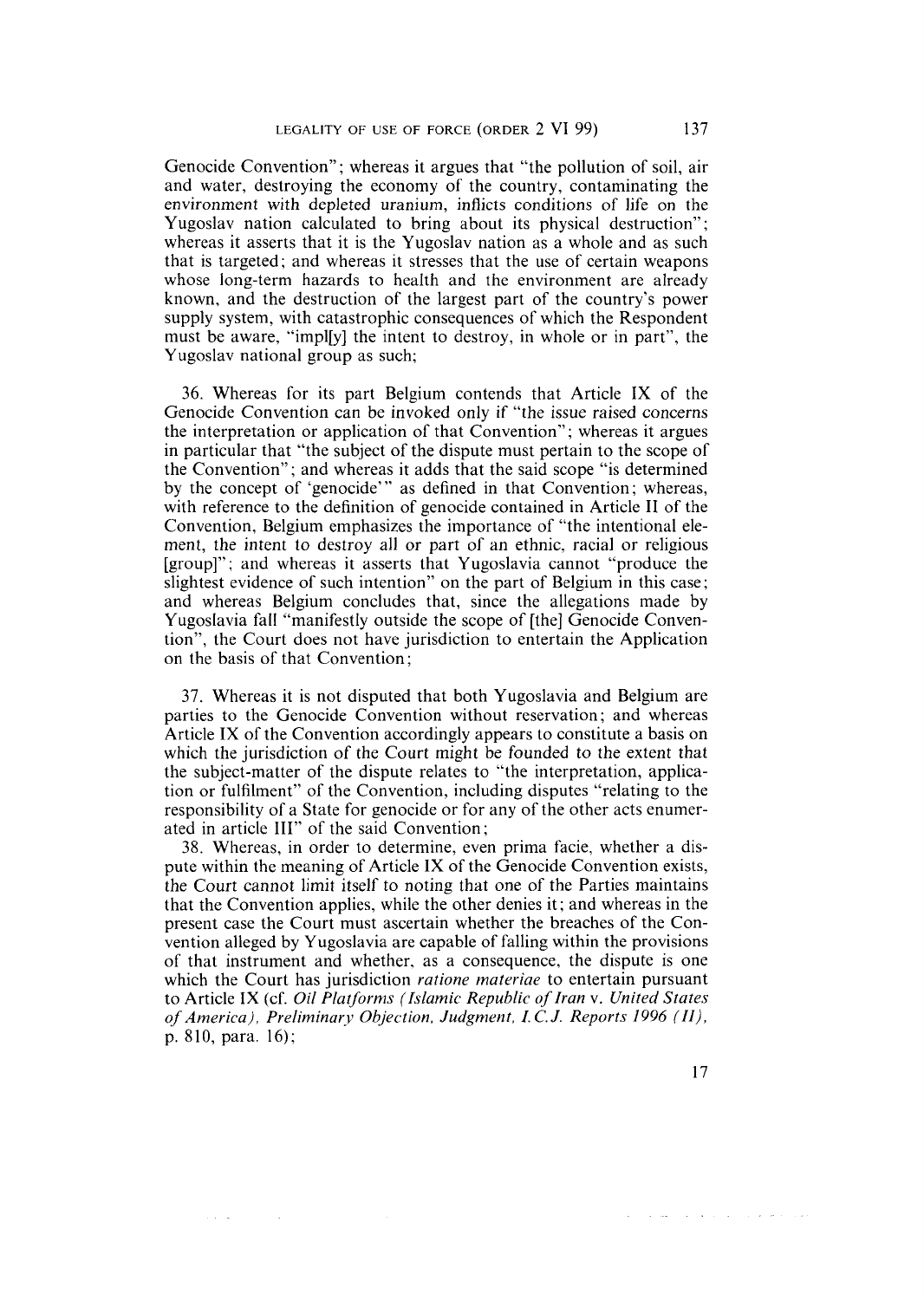Genocide Convention"; whereas it argues that "the pollution of soil, air and water, destroying the economy of the country, contaminating the environment with depleted uranium, inflicts conditions of life on the Yugoslav nation calculated to bring about its physical destruction"; whereas it asserts that it is the Yugoslav nation as a whole and as such that is targeted; and whereas it stresses that the use of certain weapons whose long-term hazards to health and the environment are already known, and the destruction of the largest part of the country's power supply system, with catastrophic consequences of which the Respondent must be aware, "impl[y] the intent to destroy, in whole or in part", the Yugoslav national group as such;

36. Whereas for its part Belgium contends that Article IX of the Genocide Convention can be invoked only if "the issue raised concerns the interpretation or application of that Convention"; whereas it argues in particular that "the subject of the dispute must pertain to the scope of the Convention"; and whereas it adds that the said scope "is determined by the concept of 'genocide'" as defined in that Convention; whereas, with reference to the definition of genocide contained in Article II of the Convention, Belgium emphasizes the importance of "the intentional element, the intent to destroy all or part of an ethnic, racial or religious [group]"; and whereas it asserts that Yugoslavia cannot "produce the slightest evidence of such intention" on the part of Belgium in this case; and whereas Belgium concludes that, since the allegations made by Yugoslavia fall "manifestly outside the scope of [the] Genocide Convention", the Court does not have jurisdiction to entertain the Application on the basis of that Convention;

37. Whereas it is not disputed that both Yugoslavia and Belgium are parties to the Genocide Convention without reservation; and whereas Article IX of the Convention accordingly appears to constitute a basis on which the jurisdiction of the Court might be founded to the extent that the subject-matter of the dispute relates to "the interpretation, application or fulfilment" of the Convention, including disputes "relating to the responsibility of a State for genocide or for any of the other acts enumerated in article III" of the said Convention;

38. Whereas, in order to determine, even prima facie, whether a dispute within the meaning of Article IX of the Genocide Convention exists, the Court cannot limit itself to noting that one of the Parties maintains that the Convention applies, while the other denies it; and whereas in the present case the Court must ascertain whether the breaches of the Convention alleged by Yugoslavia are capable of falling within the provisions of that instrument and whether, as a consequence, the dispute is one which the Court has jurisdiction *ratione materiae* to entertain pursuant to Article IX (cf. *Oil Platforms (Islamic Republic of Iran* v. *United States of America), Preliminary Objection, Judgment, I.C.J. Reports 1996 (II)*, p. 810, para. 16);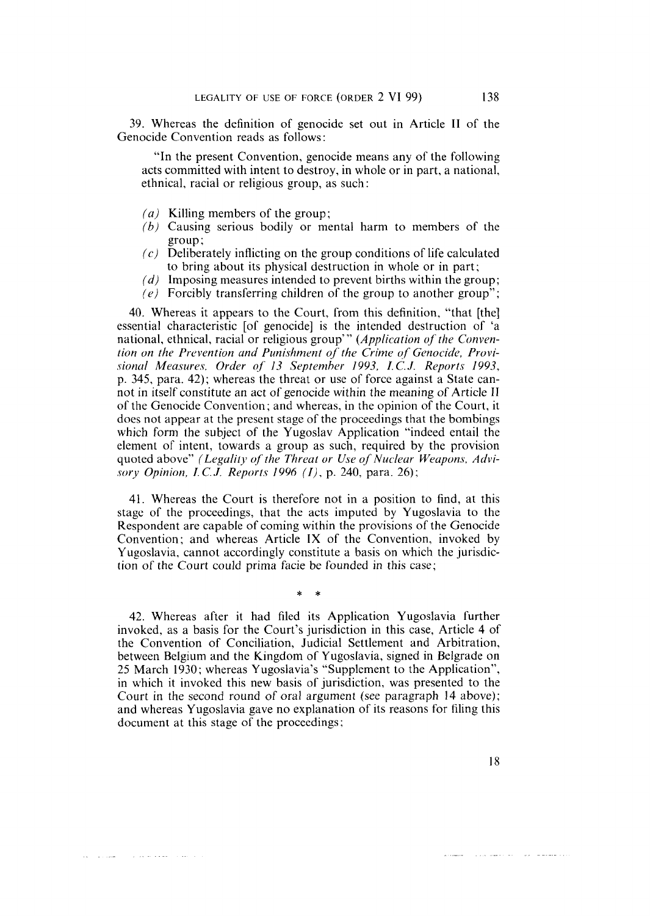39. Whereas the definition of genocide set out in Article II of the Genocide Convention reads as follows:

> "In the present Convention, genocide means any of the following acts committed with intent to destroy, in whole or in part, a national, ethnical, racial or religious group, as such:
>
> *(a)* Killing members of the group;
> *(b)* Causing serious bodily or mental harm to members of the group;
> *(c)* Deliberately inflicting on the group conditions of life calculated to bring about its physical destruction in whole or in part;
> *(d)* Imposing measures intended to prevent births within the group;
> *(e)* Forcibly transferring children of the group to another group";

40. Whereas it appears to the Court, from this definition, "that [the] essential characteristic [of genocide] is the intended destruction of 'a national, ethnical, racial or religious group'" (*Application of the Convention on the Prevention and Punishment of the Crime of Genocide, Provisional Measures, Order of 13 September 1993, I.C.J. Reports 1993*, p. 345, para. 42); whereas the threat or use of force against a State cannot in itself constitute an act of genocide within the meaning of Article II of the Genocide Convention; and whereas, in the opinion of the Court, it does not appear at the present stage of the proceedings that the bombings which form the subject of the Yugoslav Application "indeed entail the element of intent, towards a group as such, required by the provision quoted above" (*Legality of the Threat or Use of Nuclear Weapons, Advisory Opinion, I.C.J. Reports 1996 (I)*, p. 240, para. 26);

41. Whereas the Court is therefore not in a position to find, at this stage of the proceedings, that the acts imputed by Yugoslavia to the Respondent are capable of coming within the provisions of the Genocide Convention; and whereas Article IX of the Convention, invoked by Yugoslavia, cannot accordingly constitute a basis on which the jurisdiction of the Court could prima facie be founded in this case;

\* \*

42. Whereas after it had filed its Application Yugoslavia further invoked, as a basis for the Court's jurisdiction in this case, Article 4 of the Convention of Conciliation, Judicial Settlement and Arbitration, between Belgium and the Kingdom of Yugoslavia, signed in Belgrade on 25 March 1930; whereas Yugoslavia's "Supplement to the Application", in which it invoked this new basis of jurisdiction, was presented to the Court in the second round of oral argument (see paragraph 14 above); and whereas Yugoslavia gave no explanation of its reasons for filing this document at this stage of the proceedings;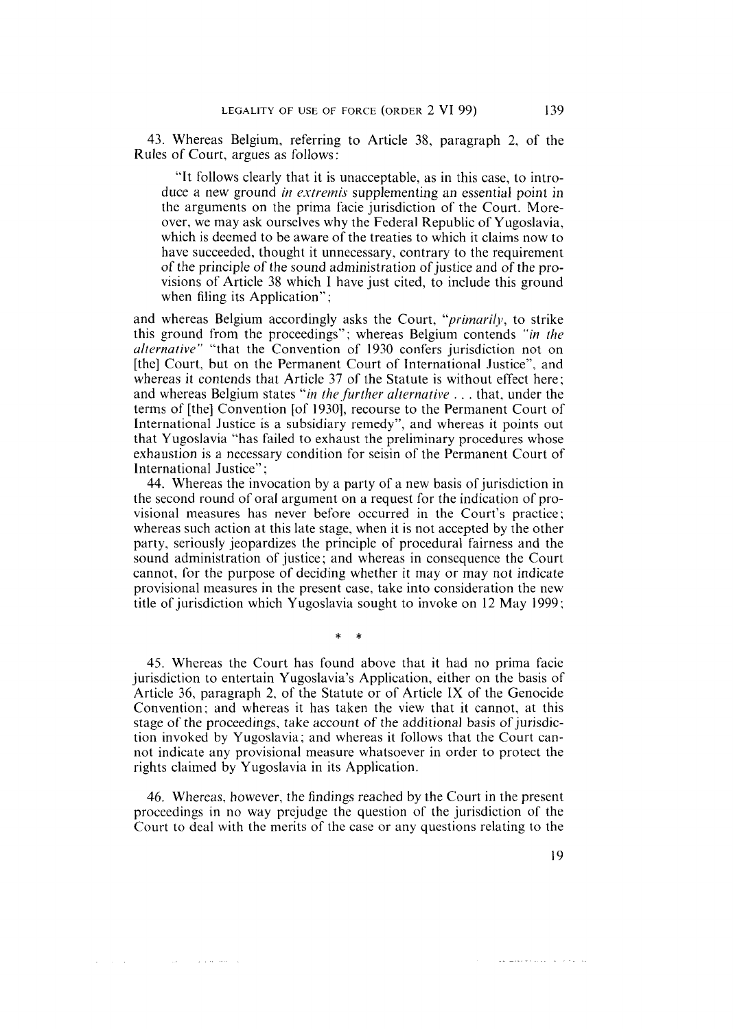43. Whereas Belgium, referring to Article 38, paragraph 2, of the Rules of Court, argues as follows:

> "It follows clearly that it is unacceptable, as in this case, to introduce a new ground *in extremis* supplementing an essential point in the arguments on the prima facie jurisdiction of the Court. Moreover, we may ask ourselves why the Federal Republic of Yugoslavia, which is deemed to be aware of the treaties to which it claims now to have succeeded, thought it unnecessary, contrary to the requirement of the principle of the sound administration of justice and of the provisions of Article 38 which I have just cited, to include this ground when filing its Application";

and whereas Belgium accordingly asks the Court, "*primarily*, to strike this ground from the proceedings"; whereas Belgium contends "*in the alternative*" "that the Convention of 1930 confers jurisdiction not on [the] Court, but on the Permanent Court of International Justice", and whereas it contends that Article 37 of the Statute is without effect here; and whereas Belgium states "*in the further alternative* . . . that, under the terms of [the] Convention [of 1930], recourse to the Permanent Court of International Justice is a subsidiary remedy", and whereas it points out that Yugoslavia "has failed to exhaust the preliminary procedures whose exhaustion is a necessary condition for seisin of the Permanent Court of International Justice";

44. Whereas the invocation by a party of a new basis of jurisdiction in the second round of oral argument on a request for the indication of provisional measures has never before occurred in the Court's practice; whereas such action at this late stage, when it is not accepted by the other party, seriously jeopardizes the principle of procedural fairness and the sound administration of justice; and whereas in consequence the Court cannot, for the purpose of deciding whether it may or may not indicate provisional measures in the present case, take into consideration the new title of jurisdiction which Yugoslavia sought to invoke on 12 May 1999;

\* \*

45. Whereas the Court has found above that it had no prima facie jurisdiction to entertain Yugoslavia's Application, either on the basis of Article 36, paragraph 2, of the Statute or of Article IX of the Genocide Convention; and whereas it has taken the view that it cannot, at this stage of the proceedings, take account of the additional basis of jurisdiction invoked by Yugoslavia; and whereas it follows that the Court cannot indicate any provisional measure whatsoever in order to protect the rights claimed by Yugoslavia in its Application.

46. Whereas, however, the findings reached by the Court in the present proceedings in no way prejudge the question of the jurisdiction of the Court to deal with the merits of the case or any questions relating to the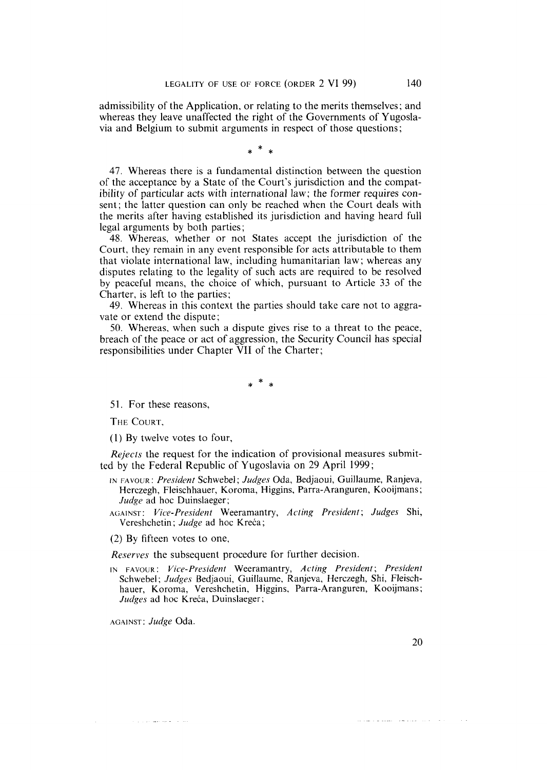admissibility of the Application, or relating to the merits themselves; and whereas they leave unaffected the right of the Governments of Yugoslavia and Belgium to submit arguments in respect of those questions;

\* \* \*

47. Whereas there is a fundamental distinction between the question of the acceptance by a State of the Court's jurisdiction and the compatibility of particular acts with international law; the former requires consent; the latter question can only be reached when the Court deals with the merits after having established its jurisdiction and having heard full legal arguments by both parties;

48. Whereas, whether or not States accept the jurisdiction of the Court, they remain in any event responsible for acts attributable to them that violate international law, including humanitarian law; whereas any disputes relating to the legality of such acts are required to be resolved by peaceful means, the choice of which, pursuant to Article 33 of the Charter, is left to the parties;

49. Whereas in this context the parties should take care not to aggravate or extend the dispute;

50. Whereas, when such a dispute gives rise to a threat to the peace, breach of the peace or act of aggression, the Security Council has special responsibilities under Chapter VII of the Charter;

\* \* \*

51. For these reasons,

THE COURT,

(1) By twelve votes to four,

*Rejects* the request for the indication of provisional measures submitted by the Federal Republic of Yugoslavia on 29 April 1999;

IN FAVOUR: *President* Schwebel; *Judges* Oda, Bedjaoui, Guillaume, Ranjeva, Herczegh, Fleischhauer, Koroma, Higgins, Parra-Aranguren, Kooijmans; *Judge* ad hoc Duinslaeger;

AGAINST: *Vice-President* Weeramantry, *Acting President*; *Judges* Shi, Vereshchetin; *Judge* ad hoc Kreća;

(2) By fifteen votes to one,

*Reserves* the subsequent procedure for further decision.

IN FAVOUR: *Vice-President* Weeramantry, *Acting President*; *President* Schwebel; *Judges* Bedjaoui, Guillaume, Ranjeva, Herczegh, Shi, Fleischhauer, Koroma, Vereshchetin, Higgins, Parra-Aranguren, Kooijmans; *Judges* ad hoc Kreća, Duinslaeger;

AGAINST: *Judge* Oda.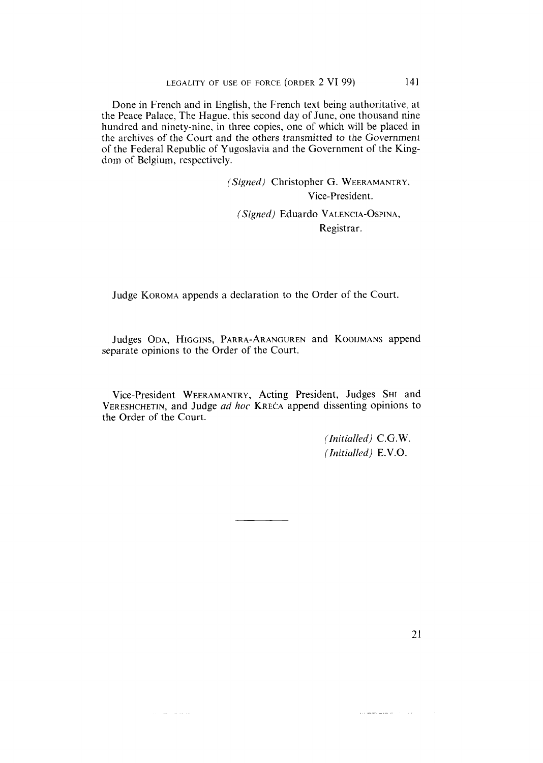Done in French and in English, the French text being authoritative, at the Peace Palace, The Hague, this second day of June, one thousand nine hundred and ninety-nine, in three copies, one of which will be placed in the archives of the Court and the others transmitted to the Government of the Federal Republic of Yugoslavia and the Government of the Kingdom of Belgium, respectively.

*(Signed)* Christopher G. WEERAMANTRY,
Vice-President.

*(Signed)* Eduardo VALENCIA-OSPINA,
Registrar.

Judge KOROMA appends a declaration to the Order of the Court.

Judges ODA, HIGGINS, PARRA-ARANGUREN and KOOIJMANS append separate opinions to the Order of the Court.

Vice-President WEERAMANTRY, Acting President, Judges SHI and VERESHCHETIN, and Judge *ad hoc* KREĆA append dissenting opinions to the Order of the Court.

*(Initialled)* C.G.W.
*(Initialled)* E.V.O.